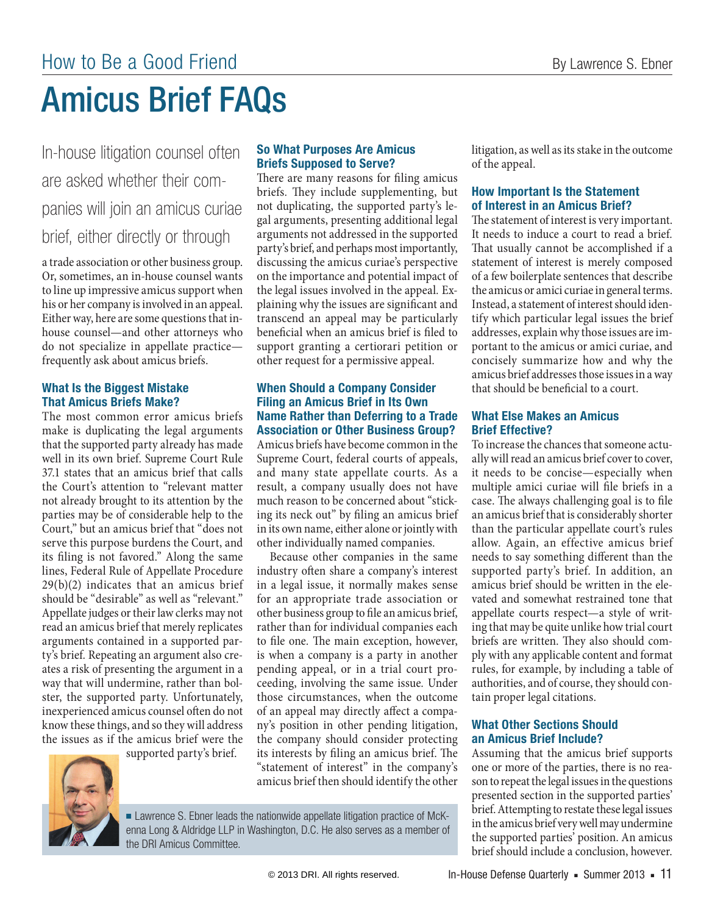How to Be a Good Friend

# Amicus Brief FAQs

By Lawrence S. Ebner

In-house litigation counsel often are asked whether their companies will join an amicus curiae brief, either directly or through a trade association or other business group. Or, sometimes, an in-house counsel wants to line up impressive amicus support when his or her company is involved in an appeal. Either way, here are some questions that in-house counsel—and other attorneys who do not specialize in appellate practice—frequently ask about amicus briefs.

### What Is the Biggest Mistake That Amicus Briefs Make?

The most common error amicus briefs make is duplicating the legal arguments that the supported party already has made well in its own brief. Supreme Court Rule 37.1 states that an amicus brief that calls the Court's attention to "relevant matter not already brought to its attention by the parties may be of considerable help to the Court," but an amicus brief that "does not serve this purpose burdens the Court, and its filing is not favored." Along the same lines, Federal Rule of Appellate Procedure 29(b)(2) indicates that an amicus brief should be "desirable" as well as "relevant." Appellate judges or their law clerks may not read an amicus brief that merely replicates arguments contained in a supported party's brief. Repeating an argument also creates a risk of presenting the argument in a way that will undermine, rather than bolster, the supported party. Unfortunately, inexperienced amicus counsel often do not know these things, and so they will address the issues as if the amicus brief were the supported party's brief.

■ Lawrence S. Ebner leads the nationwide appellate litigation practice of McKenna Long & Aldridge LLP in Washington, D.C. He also serves as a member of the DRI Amicus Committee.

### So What Purposes Are Amicus Briefs Supposed to Serve?

There are many reasons for filing amicus briefs. They include supplementing, but not duplicating, the supported party's legal arguments, presenting additional legal arguments not addressed in the supported party's brief, and perhaps most importantly, discussing the amicus curiae's perspective on the importance and potential impact of the legal issues involved in the appeal. Explaining why the issues are significant and transcend an appeal may be particularly beneficial when an amicus brief is filed to support granting a certiorari petition or other request for a permissive appeal.

### When Should a Company Consider Filing an Amicus Brief in Its Own Name Rather than Deferring to a Trade Association or Other Business Group?

Amicus briefs have become common in the Supreme Court, federal courts of appeals, and many state appellate courts. As a result, a company usually does not have much reason to be concerned about "sticking its neck out" by filing an amicus brief in its own name, either alone or jointly with other individually named companies.

Because other companies in the same industry often share a company's interest in a legal issue, it normally makes sense for an appropriate trade association or other business group to file an amicus brief, rather than for individual companies each to file one. The main exception, however, is when a company is a party in another pending appeal, or in a trial court proceeding, involving the same issue. Under those circumstances, when the outcome of an appeal may directly affect a company's position in other pending litigation, the company should consider protecting its interests by filing an amicus brief. The "statement of interest" in the company's amicus brief then should identify the other litigation, as well as its stake in the outcome of the appeal.

### How Important Is the Statement of Interest in an Amicus Brief?

The statement of interest is very important. It needs to induce a court to read a brief. That usually cannot be accomplished if a statement of interest is merely composed of a few boilerplate sentences that describe the amicus or amici curiae in general terms. Instead, a statement of interest should identify which particular legal issues the brief addresses, explain why those issues are important to the amicus or amici curiae, and concisely summarize how and why the amicus brief addresses those issues in a way that should be beneficial to a court.

### What Else Makes an Amicus Brief Effective?

To increase the chances that someone actually will read an amicus brief cover to cover, it needs to be concise—especially when multiple amici curiae will file briefs in a case. The always challenging goal is to file an amicus brief that is considerably shorter than the particular appellate court's rules allow. Again, an effective amicus brief needs to say something different than the supported party's brief. In addition, an amicus brief should be written in the elevated and somewhat restrained tone that appellate courts respect—a style of writing that may be quite unlike how trial court briefs are written. They also should comply with any applicable content and format rules, for example, by including a table of authorities, and of course, they should contain proper legal citations.

### What Other Sections Should an Amicus Brief Include?

Assuming that the amicus brief supports one or more of the parties, there is no reason to repeat the legal issues in the questions presented section in the supported parties' brief. Attempting to restate these legal issues in the amicus brief very well may undermine the supported parties' position. An amicus brief should include a conclusion, however.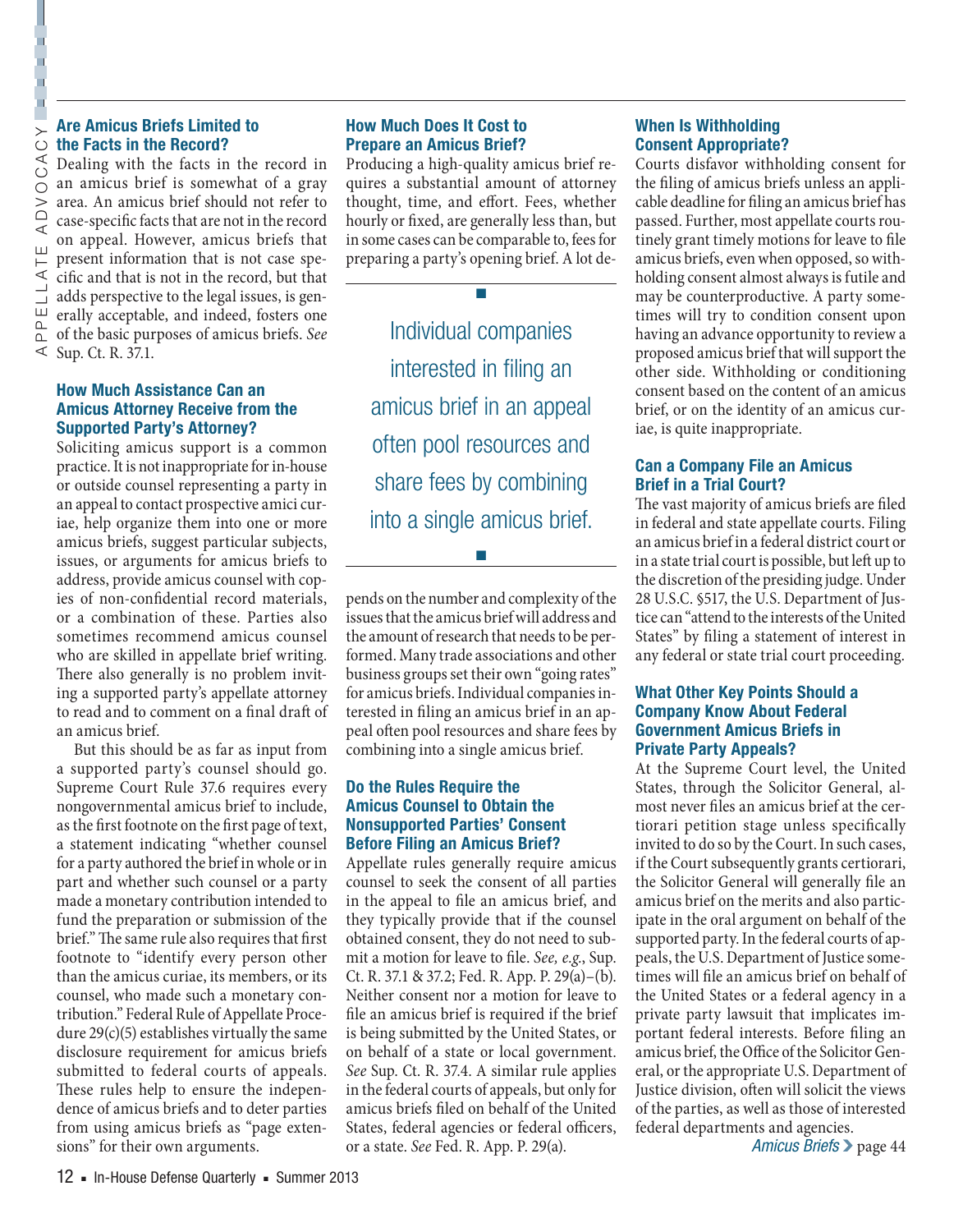### Are Amicus Briefs Limited to the Facts in the Record?

Dealing with the facts in the record in an amicus brief is somewhat of a gray area. An amicus brief should not refer to case-specific facts that are not in the record on appeal. However, amicus briefs that present information that is not case specific and that is not in the record, but that adds perspective to the legal issues, is generally acceptable, and indeed, fosters one of the basic purposes of amicus briefs. *See* Sup. Ct. R. 37.1.

### How Much Assistance Can an Amicus Attorney Receive from the Supported Party's Attorney?

Soliciting amicus support is a common practice. It is not inappropriate for in-house or outside counsel representing a party in an appeal to contact prospective amici curiae, help organize them into one or more amicus briefs, suggest particular subjects, issues, or arguments for amicus briefs to address, provide amicus counsel with copies of non-confidential record materials, or a combination of these. Parties also sometimes recommend amicus counsel who are skilled in appellate brief writing. There also generally is no problem inviting a supported party's appellate attorney to read and to comment on a final draft of an amicus brief.

But this should be as far as input from a supported party's counsel should go. Supreme Court Rule 37.6 requires every nongovernmental amicus brief to include, as the first footnote on the first page of text, a statement indicating "whether counsel for a party authored the brief in whole or in part and whether such counsel or a party made a monetary contribution intended to fund the preparation or submission of the brief." The same rule also requires that first footnote to "identify every person other than the amicus curiae, its members, or its counsel, who made such a monetary contribution." Federal Rule of Appellate Procedure 29(c)(5) establishes virtually the same disclosure requirement for amicus briefs submitted to federal courts of appeals. These rules help to ensure the independence of amicus briefs and to deter parties from using amicus briefs as "page extensions" for their own arguments.

### How Much Does It Cost to Prepare an Amicus Brief?

Producing a high-quality amicus brief requires a substantial amount of attorney thought, time, and effort. Fees, whether hourly or fixed, are generally less than, but in some cases can be comparable to, fees for preparing a party's opening brief. A lot depends on the number and complexity of the issues that the amicus brief will address and the amount of research that needs to be performed. Many trade associations and other business groups set their own "going rates" for amicus briefs. Individual companies interested in filing an amicus brief in an appeal often pool resources and share fees by combining into a single amicus brief.

> Individual companies interested in filing an amicus brief in an appeal often pool resources and share fees by combining into a single amicus brief.

### Do the Rules Require the Amicus Counsel to Obtain the Nonsupported Parties' Consent Before Filing an Amicus Brief?

Appellate rules generally require amicus counsel to seek the consent of all parties in the appeal to file an amicus brief, and they typically provide that if the counsel obtained consent, they do not need to submit a motion for leave to file. *See, e.g.,* Sup. Ct. R. 37.1 & 37.2; Fed. R. App. P. 29(a)–(b). Neither consent nor a motion for leave to file an amicus brief is required if the brief is being submitted by the United States, or on behalf of a state or local government. *See* Sup. Ct. R. 37.4. A similar rule applies in the federal courts of appeals, but only for amicus briefs filed on behalf of the United States, federal agencies or federal officers, or a state. *See* Fed. R. App. P. 29(a).

### When Is Withholding Consent Appropriate?

Courts disfavor withholding consent for the filing of amicus briefs unless an applicable deadline for filing an amicus brief has passed. Further, most appellate courts routinely grant timely motions for leave to file amicus briefs, even when opposed, so withholding consent almost always is futile and may be counterproductive. A party sometimes will try to condition consent upon having an advance opportunity to review a proposed amicus brief that will support the other side. Withholding or conditioning consent based on the content of an amicus brief, or on the identity of an amicus curiae, is quite inappropriate.

### Can a Company File an Amicus Brief in a Trial Court?

The vast majority of amicus briefs are filed in federal and state appellate courts. Filing an amicus brief in a federal district court or in a state trial court is possible, but left up to the discretion of the presiding judge. Under 28 U.S.C. §517, the U.S. Department of Justice can "attend to the interests of the United States" by filing a statement of interest in any federal or state trial court proceeding.

### What Other Key Points Should a Company Know About Federal Government Amicus Briefs in Private Party Appeals?

At the Supreme Court level, the United States, through the Solicitor General, almost never files an amicus brief at the certiorari petition stage unless specifically invited to do so by the Court. In such cases, if the Court subsequently grants certiorari, the Solicitor General will generally file an amicus brief on the merits and also participate in the oral argument on behalf of the supported party. In the federal courts of appeals, the U.S. Department of Justice sometimes will file an amicus brief on behalf of the United States or a federal agency in a private party lawsuit that implicates important federal interests. Before filing an amicus brief, the Office of the Solicitor General, or the appropriate U.S. Department of Justice division, often will solicit the views of the parties, as well as those of interested federal departments and agencies.

*Amicus Briefs* › page 44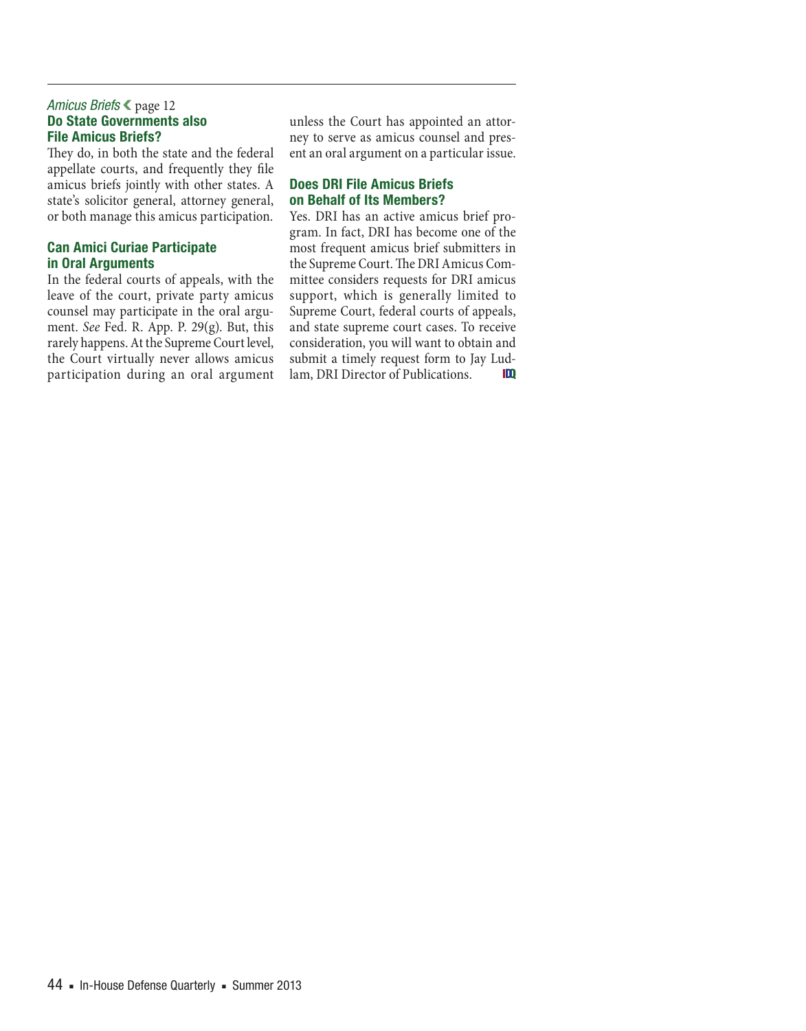*Amicus Briefs* ❮ page 12

### Do State Governments also File Amicus Briefs?

They do, in both the state and the federal appellate courts, and frequently they file amicus briefs jointly with other states. A state's solicitor general, attorney general, or both manage this amicus participation.

### Can Amici Curiae Participate in Oral Arguments

In the federal courts of appeals, with the leave of the court, private party amicus counsel may participate in the oral argument. *See* Fed. R. App. P. 29(g). But, this rarely happens. At the Supreme Court level, the Court virtually never allows amicus participation during an oral argument unless the Court has appointed an attorney to serve as amicus counsel and present an oral argument on a particular issue.

### Does DRI File Amicus Briefs on Behalf of Its Members?

Yes. DRI has an active amicus brief program. In fact, DRI has become one of the most frequent amicus brief submitters in the Supreme Court. The DRI Amicus Committee considers requests for DRI amicus support, which is generally limited to Supreme Court, federal courts of appeals, and state supreme court cases. To receive consideration, you will want to obtain and submit a timely request form to Jay Ludlam, DRI Director of Publications.